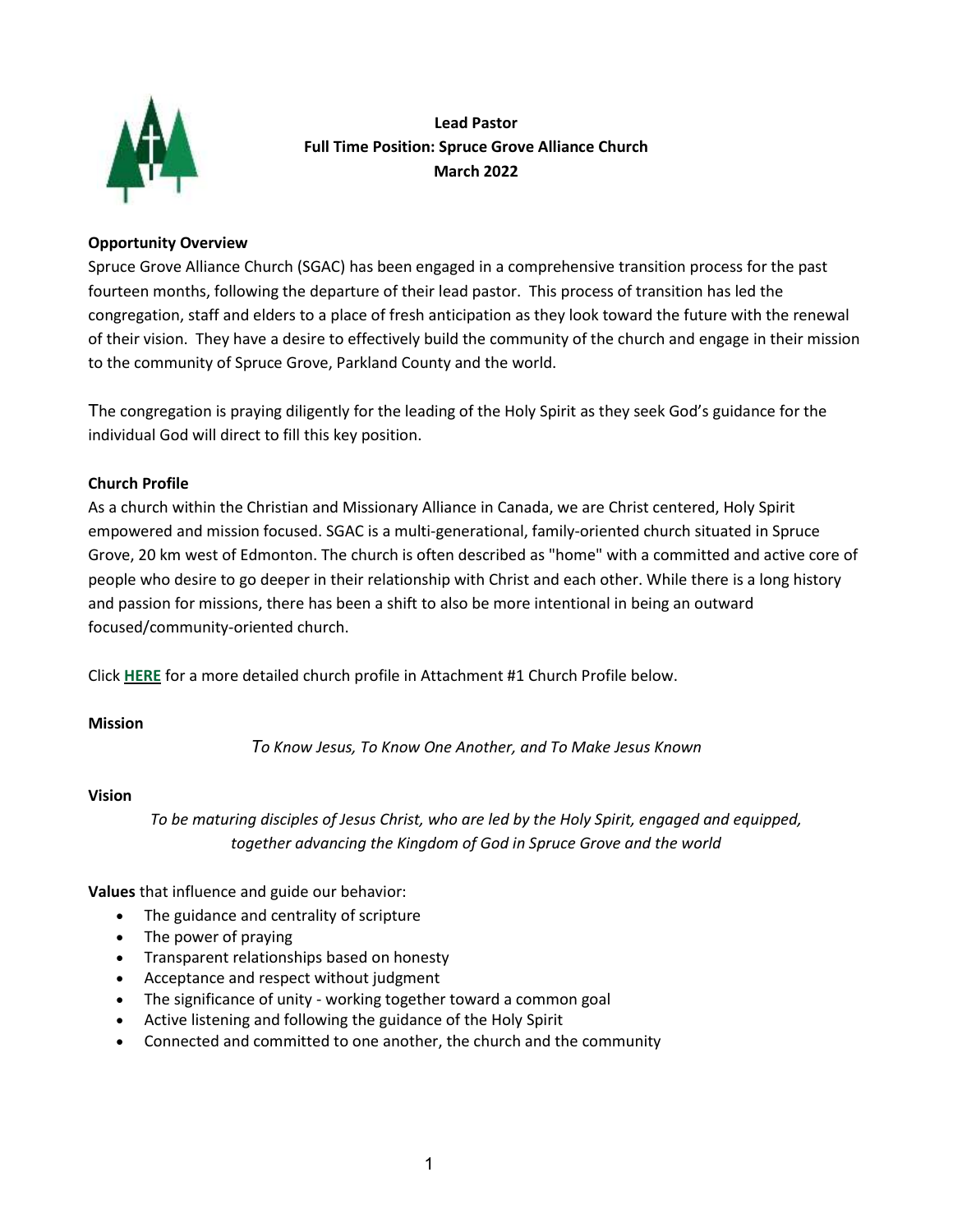**Lead Pastor**
**Full Time Position: Spruce Grove Alliance Church**
**March 2022**

**Opportunity Overview**

Spruce Grove Alliance Church (SGAC) has been engaged in a comprehensive transition process for the past fourteen months, following the departure of their lead pastor. This process of transition has led the congregation, staff and elders to a place of fresh anticipation as they look toward the future with the renewal of their vision. They have a desire to effectively build the community of the church and engage in their mission to the community of Spruce Grove, Parkland County and the world.

The congregation is praying diligently for the leading of the Holy Spirit as they seek God's guidance for the individual God will direct to fill this key position.

**Church Profile**

As a church within the Christian and Missionary Alliance in Canada, we are Christ centered, Holy Spirit empowered and mission focused. SGAC is a multi-generational, family-oriented church situated in Spruce Grove, 20 km west of Edmonton. The church is often described as "home" with a committed and active core of people who desire to go deeper in their relationship with Christ and each other. While there is a long history and passion for missions, there has been a shift to also be more intentional in being an outward focused/community-oriented church.

Click **HERE** for a more detailed church profile in Attachment #1 Church Profile below.

**Mission**

*To Know Jesus, To Know One Another, and To Make Jesus Known*

**Vision**

*To be maturing disciples of Jesus Christ, who are led by the Holy Spirit, engaged and equipped, together advancing the Kingdom of God in Spruce Grove and the world*

**Values** that influence and guide our behavior:

- The guidance and centrality of scripture
- The power of praying
- Transparent relationships based on honesty
- Acceptance and respect without judgment
- The significance of unity - working together toward a common goal
- Active listening and following the guidance of the Holy Spirit
- Connected and committed to one another, the church and the community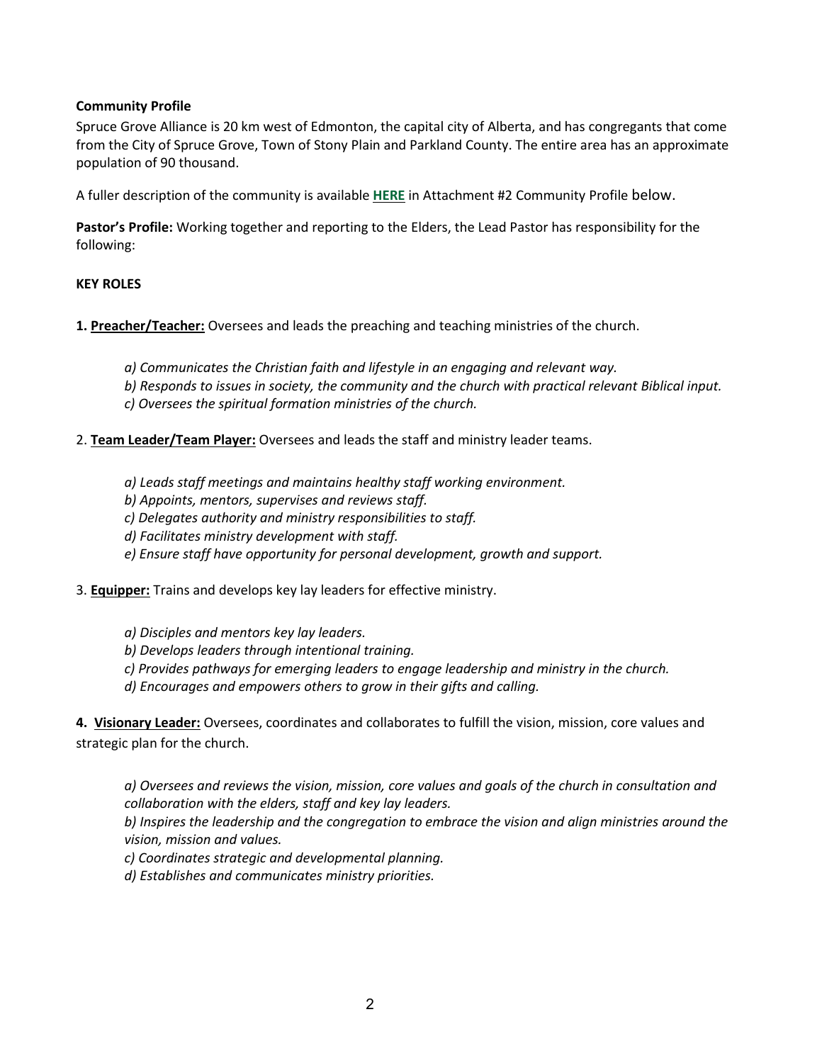**Community Profile**

Spruce Grove Alliance is 20 km west of Edmonton, the capital city of Alberta, and has congregants that come from the City of Spruce Grove, Town of Stony Plain and Parkland County. The entire area has an approximate population of 90 thousand.

A fuller description of the community is available **HERE** in Attachment #2 Community Profile below.

**Pastor's Profile:** Working together and reporting to the Elders, the Lead Pastor has responsibility for the following:

**KEY ROLES**

**1. Preacher/Teacher:** Oversees and leads the preaching and teaching ministries of the church.

*a) Communicates the Christian faith and lifestyle in an engaging and relevant way.*
*b) Responds to issues in society, the community and the church with practical relevant Biblical input.*
*c) Oversees the spiritual formation ministries of the church.*

2. **Team Leader/Team Player:** Oversees and leads the staff and ministry leader teams.

*a) Leads staff meetings and maintains healthy staff working environment.*
*b) Appoints, mentors, supervises and reviews staff.*
*c) Delegates authority and ministry responsibilities to staff.*
*d) Facilitates ministry development with staff.*
*e) Ensure staff have opportunity for personal development, growth and support.*

3. **Equipper:** Trains and develops key lay leaders for effective ministry.

*a) Disciples and mentors key lay leaders.*
*b) Develops leaders through intentional training.*
*c) Provides pathways for emerging leaders to engage leadership and ministry in the church.*
*d) Encourages and empowers others to grow in their gifts and calling.*

**4. Visionary Leader:** Oversees, coordinates and collaborates to fulfill the vision, mission, core values and strategic plan for the church.

*a) Oversees and reviews the vision, mission, core values and goals of the church in consultation and collaboration with the elders, staff and key lay leaders.*
*b) Inspires the leadership and the congregation to embrace the vision and align ministries around the vision, mission and values.*
*c) Coordinates strategic and developmental planning.*
*d) Establishes and communicates ministry priorities.*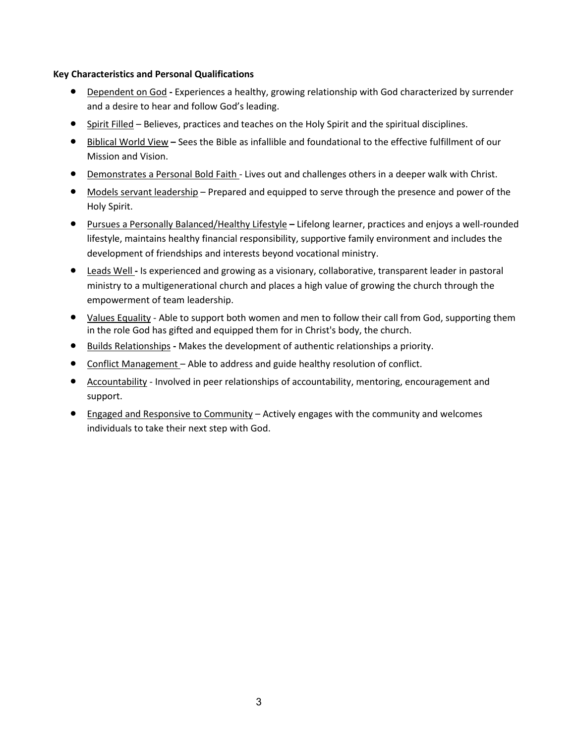**Key Characteristics and Personal Qualifications**

- Dependent on God **-** Experiences a healthy, growing relationship with God characterized by surrender and a desire to hear and follow God's leading.
- Spirit Filled – Believes, practices and teaches on the Holy Spirit and the spiritual disciplines.
- Biblical World View **–** Sees the Bible as infallible and foundational to the effective fulfillment of our Mission and Vision.
- Demonstrates a Personal Bold Faith - Lives out and challenges others in a deeper walk with Christ.
- Models servant leadership – Prepared and equipped to serve through the presence and power of the Holy Spirit.
- Pursues a Personally Balanced/Healthy Lifestyle **–** Lifelong learner, practices and enjoys a well-rounded lifestyle, maintains healthy financial responsibility, supportive family environment and includes the development of friendships and interests beyond vocational ministry.
- Leads Well **-** Is experienced and growing as a visionary, collaborative, transparent leader in pastoral ministry to a multigenerational church and places a high value of growing the church through the empowerment of team leadership.
- Values Equality - Able to support both women and men to follow their call from God, supporting them in the role God has gifted and equipped them for in Christ's body, the church.
- Builds Relationships **-** Makes the development of authentic relationships a priority.
- Conflict Management – Able to address and guide healthy resolution of conflict.
- Accountability - Involved in peer relationships of accountability, mentoring, encouragement and support.
- Engaged and Responsive to Community – Actively engages with the community and welcomes individuals to take their next step with God.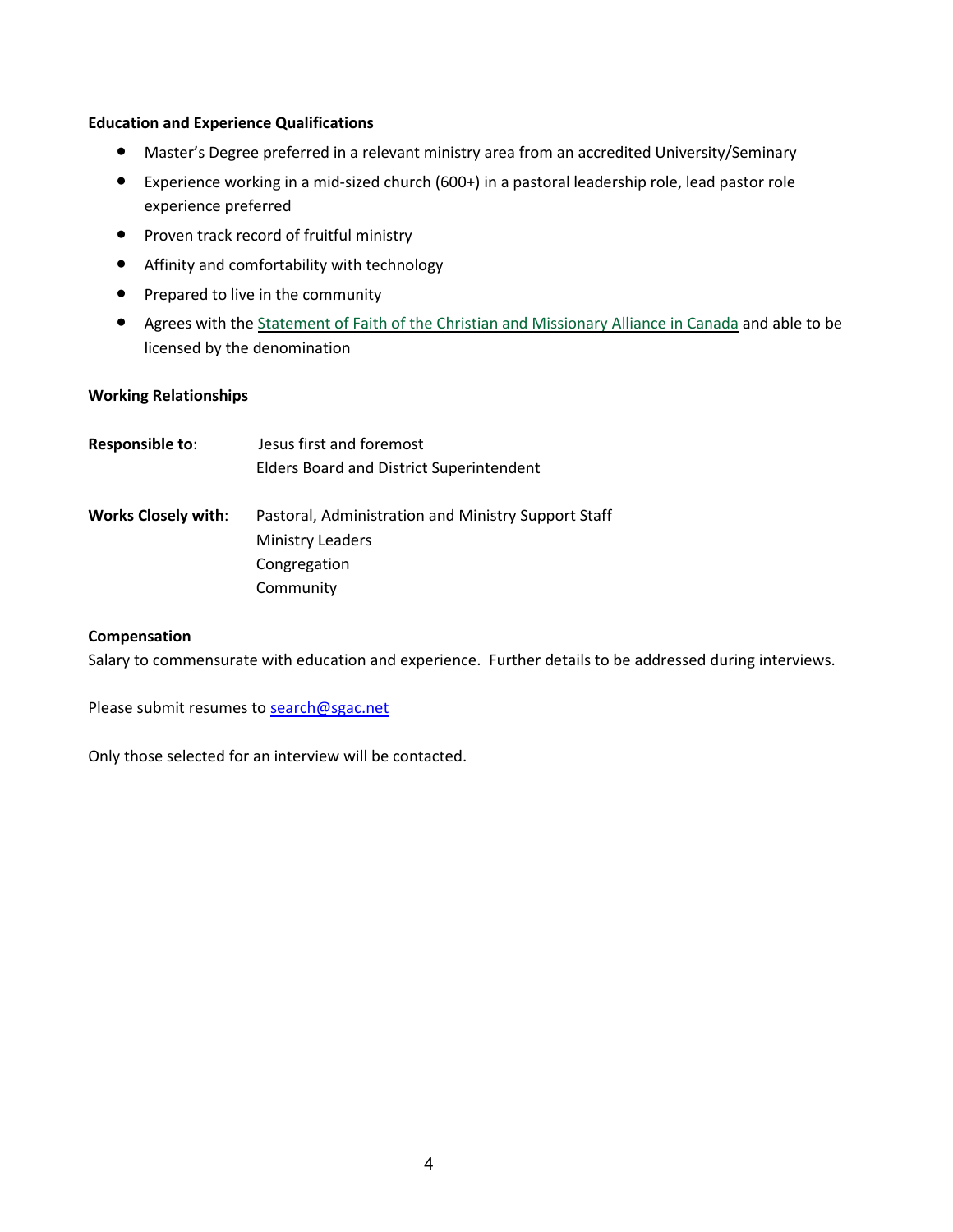**Education and Experience Qualifications**

- Master's Degree preferred in a relevant ministry area from an accredited University/Seminary
- Experience working in a mid-sized church (600+) in a pastoral leadership role, lead pastor role experience preferred
- Proven track record of fruitful ministry
- Affinity and comfortability with technology
- Prepared to live in the community
- Agrees with the Statement of Faith of the Christian and Missionary Alliance in Canada and able to be licensed by the denomination

**Working Relationships**

**Responsible to**: Jesus first and foremost
Elders Board and District Superintendent

**Works Closely with**: Pastoral, Administration and Ministry Support Staff
Ministry Leaders
Congregation
Community

**Compensation**

Salary to commensurate with education and experience. Further details to be addressed during interviews.

Please submit resumes to search@sgac.net

Only those selected for an interview will be contacted.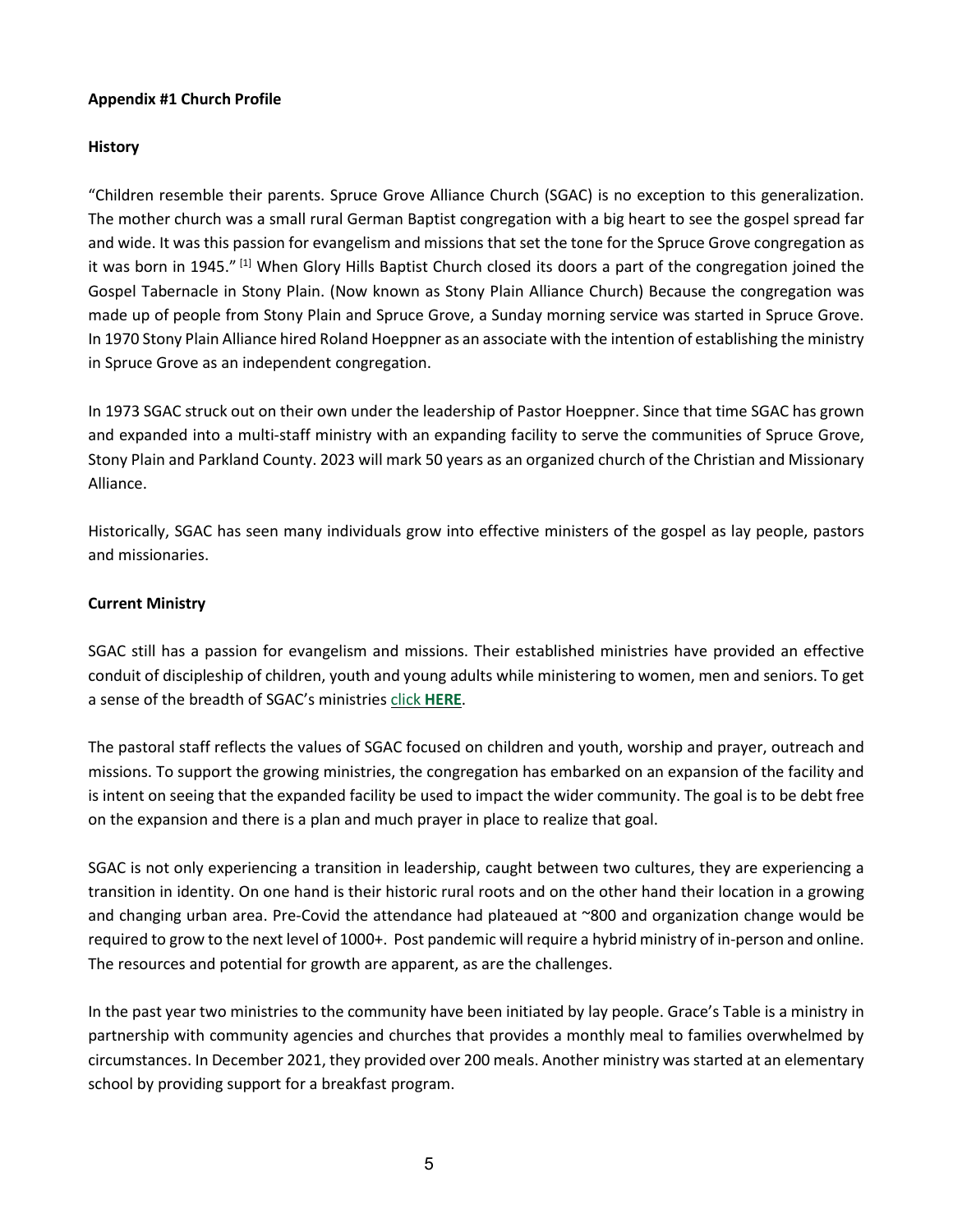**Appendix #1 Church Profile**

**History**

"Children resemble their parents. Spruce Grove Alliance Church (SGAC) is no exception to this generalization. The mother church was a small rural German Baptist congregation with a big heart to see the gospel spread far and wide. It was this passion for evangelism and missions that set the tone for the Spruce Grove congregation as it was born in 1945." [1] When Glory Hills Baptist Church closed its doors a part of the congregation joined the Gospel Tabernacle in Stony Plain. (Now known as Stony Plain Alliance Church) Because the congregation was made up of people from Stony Plain and Spruce Grove, a Sunday morning service was started in Spruce Grove. In 1970 Stony Plain Alliance hired Roland Hoeppner as an associate with the intention of establishing the ministry in Spruce Grove as an independent congregation.

In 1973 SGAC struck out on their own under the leadership of Pastor Hoeppner. Since that time SGAC has grown and expanded into a multi-staff ministry with an expanding facility to serve the communities of Spruce Grove, Stony Plain and Parkland County. 2023 will mark 50 years as an organized church of the Christian and Missionary Alliance.

Historically, SGAC has seen many individuals grow into effective ministers of the gospel as lay people, pastors and missionaries.

**Current Ministry**

SGAC still has a passion for evangelism and missions. Their established ministries have provided an effective conduit of discipleship of children, youth and young adults while ministering to women, men and seniors. To get a sense of the breadth of SGAC's ministries click **HERE**.

The pastoral staff reflects the values of SGAC focused on children and youth, worship and prayer, outreach and missions. To support the growing ministries, the congregation has embarked on an expansion of the facility and is intent on seeing that the expanded facility be used to impact the wider community. The goal is to be debt free on the expansion and there is a plan and much prayer in place to realize that goal.

SGAC is not only experiencing a transition in leadership, caught between two cultures, they are experiencing a transition in identity. On one hand is their historic rural roots and on the other hand their location in a growing and changing urban area. Pre-Covid the attendance had plateaued at ~800 and organization change would be required to grow to the next level of 1000+. Post pandemic will require a hybrid ministry of in-person and online. The resources and potential for growth are apparent, as are the challenges.

In the past year two ministries to the community have been initiated by lay people. Grace's Table is a ministry in partnership with community agencies and churches that provides a monthly meal to families overwhelmed by circumstances. In December 2021, they provided over 200 meals. Another ministry was started at an elementary school by providing support for a breakfast program.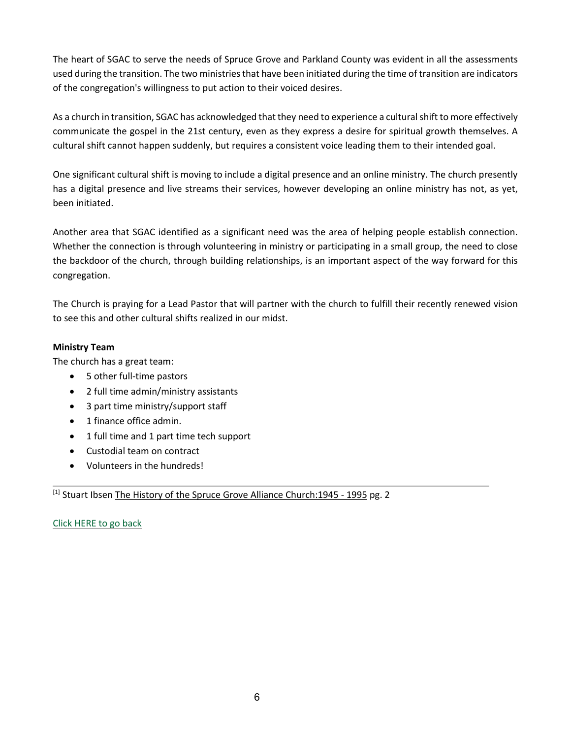The heart of SGAC to serve the needs of Spruce Grove and Parkland County was evident in all the assessments used during the transition. The two ministries that have been initiated during the time of transition are indicators of the congregation's willingness to put action to their voiced desires.

As a church in transition, SGAC has acknowledged that they need to experience a cultural shift to more effectively communicate the gospel in the 21st century, even as they express a desire for spiritual growth themselves. A cultural shift cannot happen suddenly, but requires a consistent voice leading them to their intended goal.

One significant cultural shift is moving to include a digital presence and an online ministry. The church presently has a digital presence and live streams their services, however developing an online ministry has not, as yet, been initiated.

Another area that SGAC identified as a significant need was the area of helping people establish connection. Whether the connection is through volunteering in ministry or participating in a small group, the need to close the backdoor of the church, through building relationships, is an important aspect of the way forward for this congregation.

The Church is praying for a Lead Pastor that will partner with the church to fulfill their recently renewed vision to see this and other cultural shifts realized in our midst.

**Ministry Team**

The church has a great team:

- 5 other full-time pastors
- 2 full time admin/ministry assistants
- 3 part time ministry/support staff
- 1 finance office admin.
- 1 full time and 1 part time tech support
- Custodial team on contract
- Volunteers in the hundreds!

---

[1] Stuart Ibsen The History of the Spruce Grove Alliance Church:1945 - 1995 pg. 2

Click HERE to go back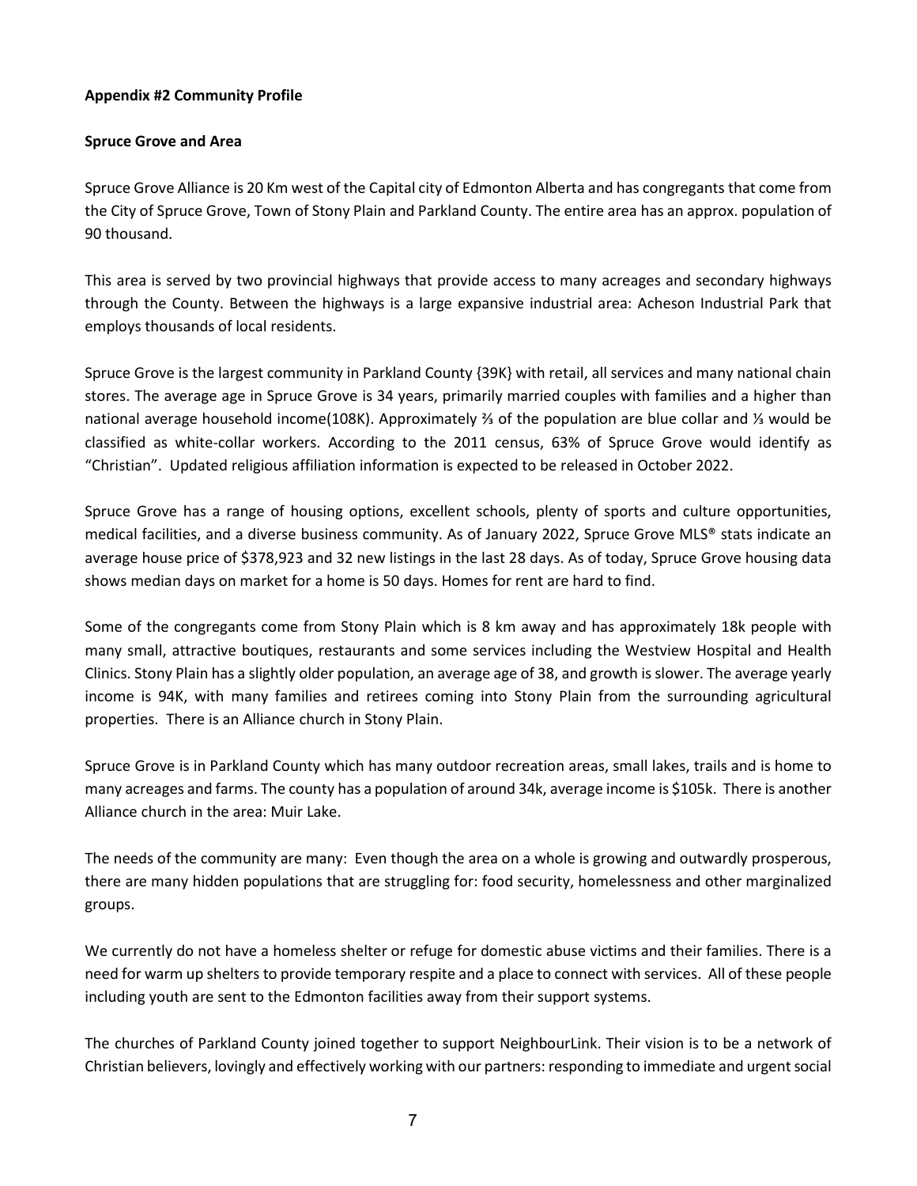**Appendix #2 Community Profile**

**Spruce Grove and Area**

Spruce Grove Alliance is 20 Km west of the Capital city of Edmonton Alberta and has congregants that come from the City of Spruce Grove, Town of Stony Plain and Parkland County. The entire area has an approx. population of 90 thousand.

This area is served by two provincial highways that provide access to many acreages and secondary highways through the County. Between the highways is a large expansive industrial area: Acheson Industrial Park that employs thousands of local residents.

Spruce Grove is the largest community in Parkland County {39K} with retail, all services and many national chain stores. The average age in Spruce Grove is 34 years, primarily married couples with families and a higher than national average household income(108K). Approximately ⅔ of the population are blue collar and ⅓ would be classified as white-collar workers. According to the 2011 census, 63% of Spruce Grove would identify as "Christian". Updated religious affiliation information is expected to be released in October 2022.

Spruce Grove has a range of housing options, excellent schools, plenty of sports and culture opportunities, medical facilities, and a diverse business community. As of January 2022, Spruce Grove MLS® stats indicate an average house price of $378,923 and 32 new listings in the last 28 days. As of today, Spruce Grove housing data shows median days on market for a home is 50 days. Homes for rent are hard to find.

Some of the congregants come from Stony Plain which is 8 km away and has approximately 18k people with many small, attractive boutiques, restaurants and some services including the Westview Hospital and Health Clinics. Stony Plain has a slightly older population, an average age of 38, and growth is slower. The average yearly income is 94K, with many families and retirees coming into Stony Plain from the surrounding agricultural properties. There is an Alliance church in Stony Plain.

Spruce Grove is in Parkland County which has many outdoor recreation areas, small lakes, trails and is home to many acreages and farms. The county has a population of around 34k, average income is $105k. There is another Alliance church in the area: Muir Lake.

The needs of the community are many: Even though the area on a whole is growing and outwardly prosperous, there are many hidden populations that are struggling for: food security, homelessness and other marginalized groups.

We currently do not have a homeless shelter or refuge for domestic abuse victims and their families. There is a need for warm up shelters to provide temporary respite and a place to connect with services. All of these people including youth are sent to the Edmonton facilities away from their support systems.

The churches of Parkland County joined together to support NeighbourLink. Their vision is to be a network of Christian believers, lovingly and effectively working with our partners: responding to immediate and urgent social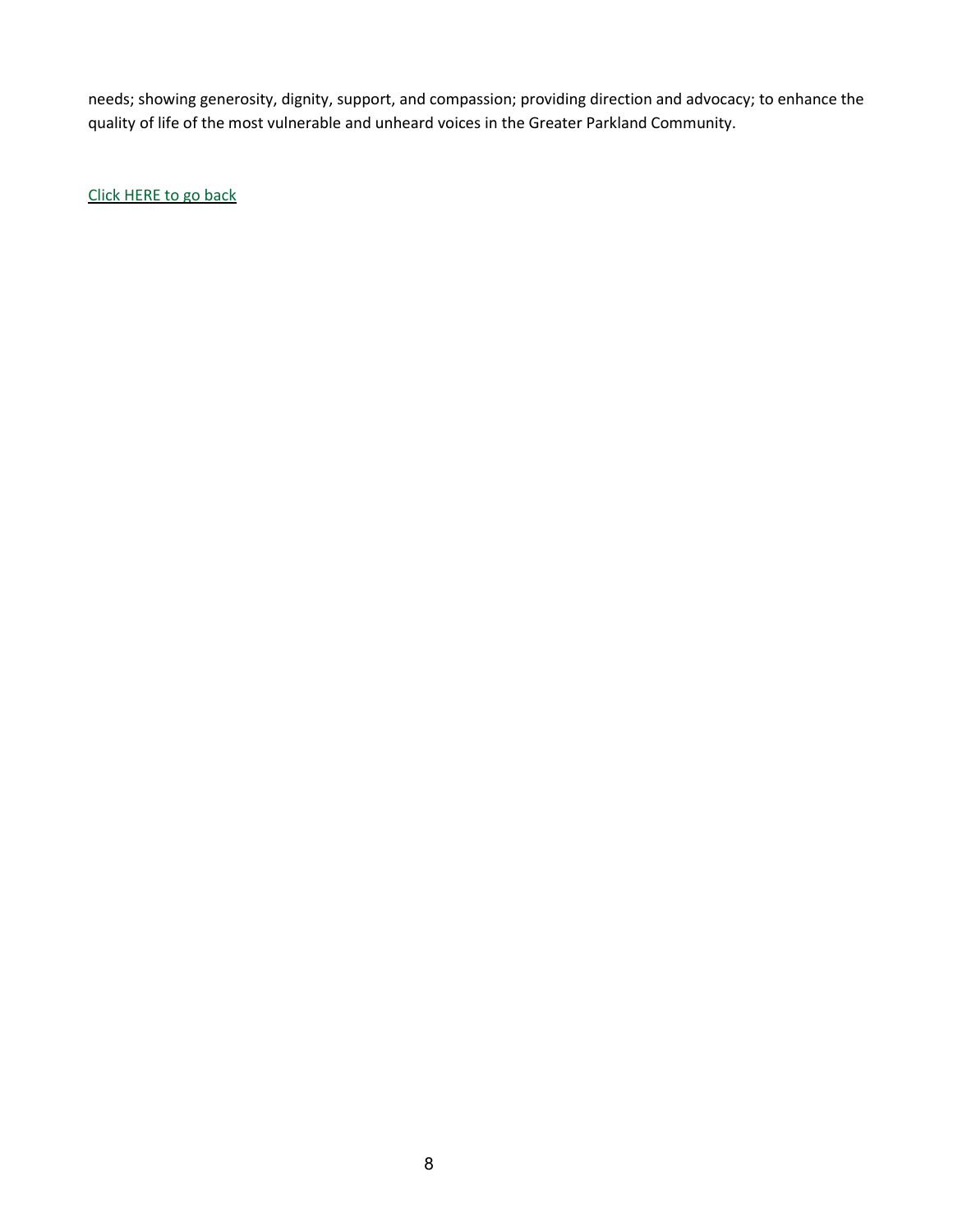needs; showing generosity, dignity, support, and compassion; providing direction and advocacy; to enhance the quality of life of the most vulnerable and unheard voices in the Greater Parkland Community.

Click HERE to go back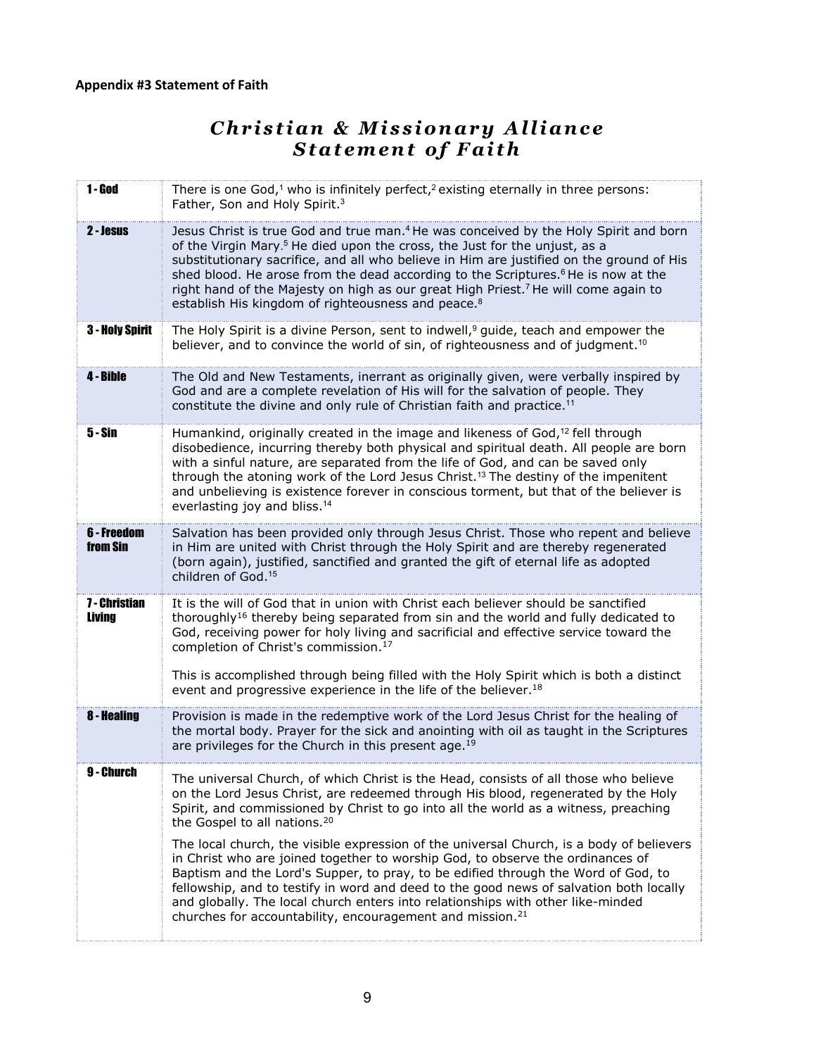**Appendix #3 Statement of Faith**

# *Christian & Missionary Alliance Statement of Faith*

| | |
|---|---|
| **1 - God** | There is one God,[1] who is infinitely perfect,[2] existing eternally in three persons: Father, Son and Holy Spirit.[3] |
| **2 - Jesus** | Jesus Christ is true God and true man.[4] He was conceived by the Holy Spirit and born of the Virgin Mary.[5] He died upon the cross, the Just for the unjust, as a substitutionary sacrifice, and all who believe in Him are justified on the ground of His shed blood. He arose from the dead according to the Scriptures.[6] He is now at the right hand of the Majesty on high as our great High Priest.[7] He will come again to establish His kingdom of righteousness and peace.[8] |
| **3 - Holy Spirit** | The Holy Spirit is a divine Person, sent to indwell,[9] guide, teach and empower the believer, and to convince the world of sin, of righteousness and of judgment.[10] |
| **4 - Bible** | The Old and New Testaments, inerrant as originally given, were verbally inspired by God and are a complete revelation of His will for the salvation of people. They constitute the divine and only rule of Christian faith and practice.[11] |
| **5 - Sin** | Humankind, originally created in the image and likeness of God,[12] fell through disobedience, incurring thereby both physical and spiritual death. All people are born with a sinful nature, are separated from the life of God, and can be saved only through the atoning work of the Lord Jesus Christ.[13] The destiny of the impenitent and unbelieving is existence forever in conscious torment, but that of the believer is everlasting joy and bliss.[14] |
| **6 - Freedom from Sin** | Salvation has been provided only through Jesus Christ. Those who repent and believe in Him are united with Christ through the Holy Spirit and are thereby regenerated (born again), justified, sanctified and granted the gift of eternal life as adopted children of God.[15] |
| **7 - Christian Living** | It is the will of God that in union with Christ each believer should be sanctified thoroughly[16] thereby being separated from sin and the world and fully dedicated to God, receiving power for holy living and sacrificial and effective service toward the completion of Christ's commission.[17]<br><br>This is accomplished through being filled with the Holy Spirit which is both a distinct event and progressive experience in the life of the believer.[18] |
| **8 - Healing** | Provision is made in the redemptive work of the Lord Jesus Christ for the healing of the mortal body. Prayer for the sick and anointing with oil as taught in the Scriptures are privileges for the Church in this present age.[19] |
| **9 - Church** | The universal Church, of which Christ is the Head, consists of all those who believe on the Lord Jesus Christ, are redeemed through His blood, regenerated by the Holy Spirit, and commissioned by Christ to go into all the world as a witness, preaching the Gospel to all nations.[20]<br><br>The local church, the visible expression of the universal Church, is a body of believers in Christ who are joined together to worship God, to observe the ordinances of Baptism and the Lord's Supper, to pray, to be edified through the Word of God, to fellowship, and to testify in word and deed to the good news of salvation both locally and globally. The local church enters into relationships with other like-minded churches for accountability, encouragement and mission.[21] |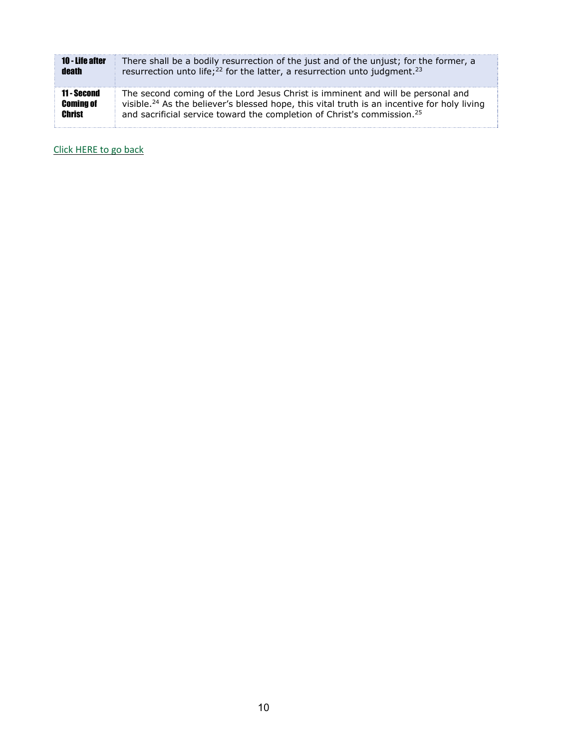| | |
|---|---|
| **10 - Life after death** | There shall be a bodily resurrection of the just and of the unjust; for the former, a resurrection unto life;[22] for the latter, a resurrection unto judgment.[23] |
| **11 - Second Coming of Christ** | The second coming of the Lord Jesus Christ is imminent and will be personal and visible.[24] As the believer's blessed hope, this vital truth is an incentive for holy living and sacrificial service toward the completion of Christ's commission.[25] |

Click HERE to go back